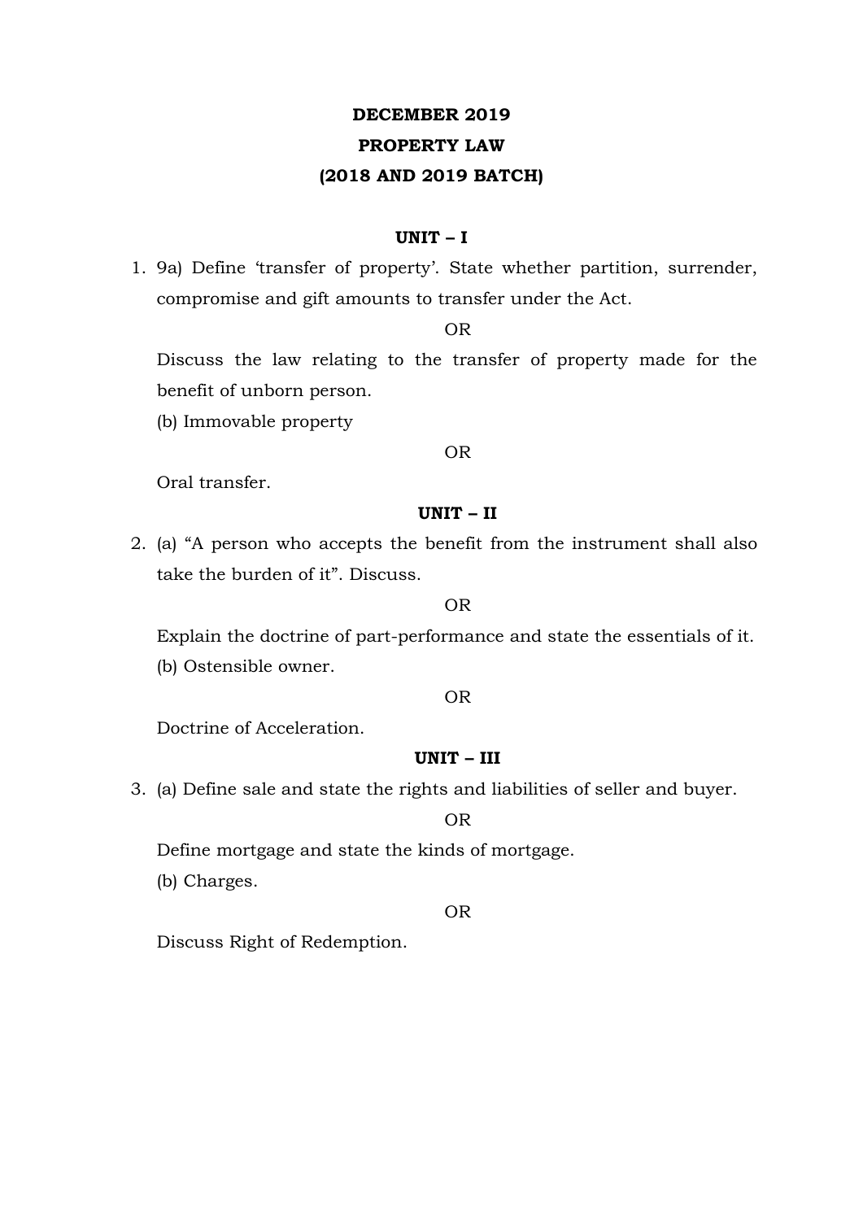**DECEMBER 2019**

**PROPERTY LAW**

**(2018 AND 2019 BATCH)**

**UNIT – I**

1. 9a) Define 'transfer of property'. State whether partition, surrender, compromise and gift amounts to transfer under the Act.

   OR

   Discuss the law relating to the transfer of property made for the benefit of unborn person.

   (b) Immovable property

   OR

   Oral transfer.

**UNIT – II**

2. (a) "A person who accepts the benefit from the instrument shall also take the burden of it". Discuss.

   OR

   Explain the doctrine of part-performance and state the essentials of it.

   (b) Ostensible owner.

   OR

   Doctrine of Acceleration.

**UNIT – III**

3. (a) Define sale and state the rights and liabilities of seller and buyer.

   OR

   Define mortgage and state the kinds of mortgage.

   (b) Charges.

   OR

   Discuss Right of Redemption.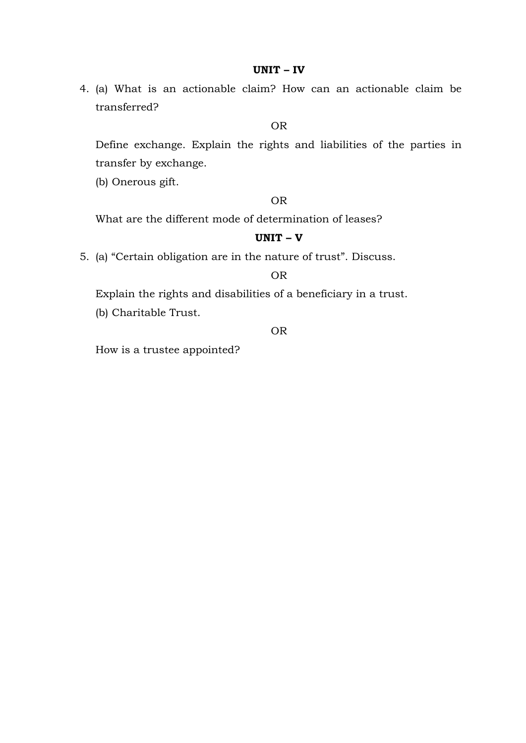**UNIT – IV**

4. (a) What is an actionable claim? How can an actionable claim be transferred?

OR

Define exchange. Explain the rights and liabilities of the parties in transfer by exchange.

(b) Onerous gift.

OR

What are the different mode of determination of leases?

**UNIT – V**

5. (a) "Certain obligation are in the nature of trust". Discuss.

OR

Explain the rights and disabilities of a beneficiary in a trust.

(b) Charitable Trust.

OR

How is a trustee appointed?